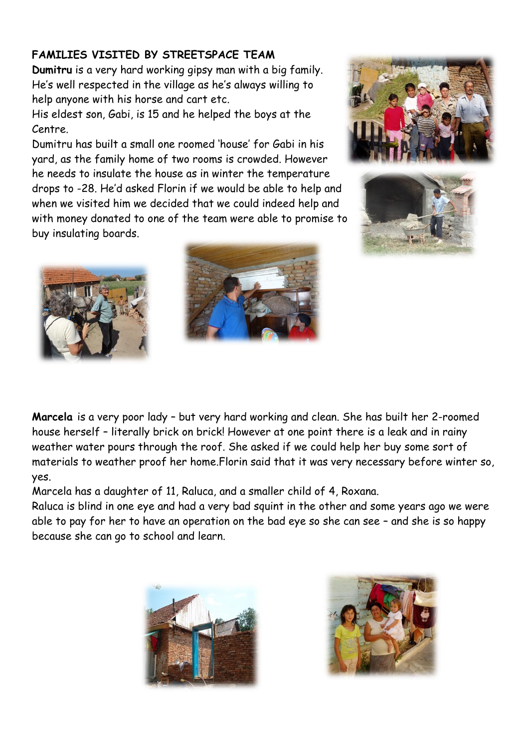**FAMILIES VISITED BY STREETSPACE TEAM**

**Dumitru** is a very hard working gipsy man with a big family. He's well respected in the village as he's always willing to help anyone with his horse and cart etc.

His eldest son, Gabi, is 15 and he helped the boys at the Centre.

Dumitru has built a small one roomed 'house' for Gabi in his yard, as the family home of two rooms is crowded. However he needs to insulate the house as in winter the temperature drops to -28. He'd asked Florin if we would be able to help and when we visited him we decided that we could indeed help and with money donated to one of the team were able to promise to buy insulating boards.

**Marcela** is a very poor lady – but very hard working and clean. She has built her 2-roomed house herself – literally brick on brick! However at one point there is a leak and in rainy weather water pours through the roof. She asked if we could help her buy some sort of materials to weather proof her home.Florin said that it was very necessary before winter so, yes.

Marcela has a daughter of 11, Raluca, and a smaller child of 4, Roxana.

Raluca is blind in one eye and had a very bad squint in the other and some years ago we were able to pay for her to have an operation on the bad eye so she can see – and she is so happy because she can go to school and learn.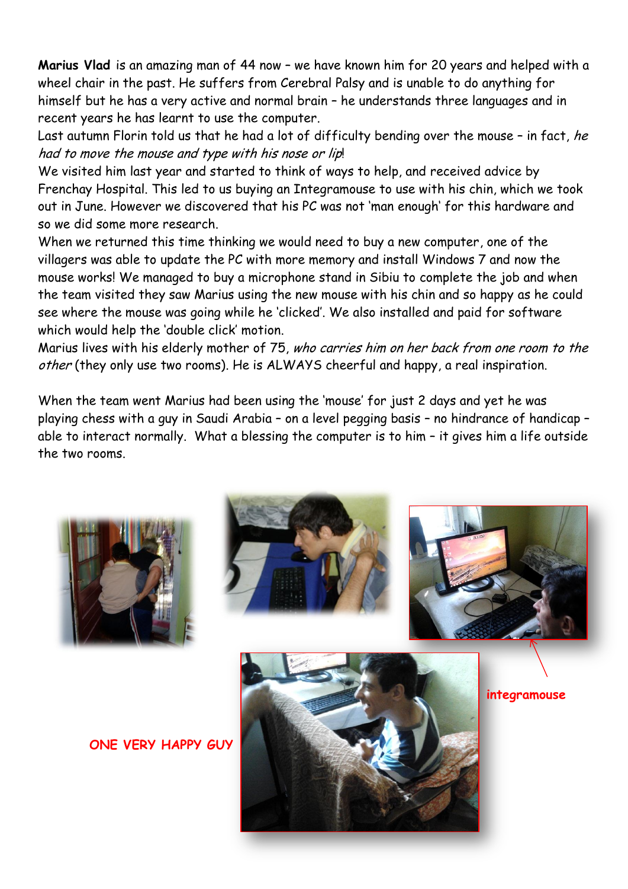**Marius Vlad** is an amazing man of 44 now – we have known him for 20 years and helped with a wheel chair in the past. He suffers from Cerebral Palsy and is unable to do anything for himself but he has a very active and normal brain – he understands three languages and in recent years he has learnt to use the computer.

Last autumn Florin told us that he had a lot of difficulty bending over the mouse – in fact, *he had to move the mouse and type with his nose or lip*!

We visited him last year and started to think of ways to help, and received advice by Frenchay Hospital. This led to us buying an Integramouse to use with his chin, which we took out in June. However we discovered that his PC was not 'man enough' for this hardware and so we did some more research.

When we returned this time thinking we would need to buy a new computer, one of the villagers was able to update the PC with more memory and install Windows 7 and now the mouse works! We managed to buy a microphone stand in Sibiu to complete the job and when the team visited they saw Marius using the new mouse with his chin and so happy as he could see where the mouse was going while he 'clicked'. We also installed and paid for software which would help the 'double click' motion.

Marius lives with his elderly mother of 75, *who carries him on her back from one room to the other* (they only use two rooms). He is ALWAYS cheerful and happy, a real inspiration.

When the team went Marius had been using the 'mouse' for just 2 days and yet he was playing chess with a guy in Saudi Arabia – on a level pegging basis – no hindrance of handicap – able to interact normally. What a blessing the computer is to him – it gives him a life outside the two rooms.

integramouse

ONE VERY HAPPY GUY